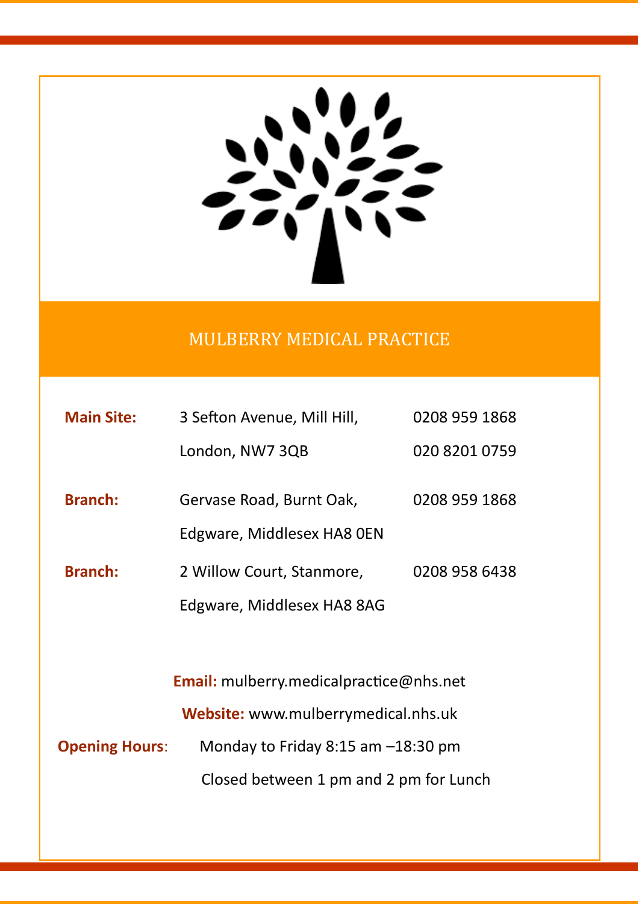# MULBERRY MEDICAL PRACTICE

| | | |
|---|---|---|
| **Main Site:** | 3 Sefton Avenue, Mill Hill, London, NW7 3QB | 0208 959 1868<br>020 8201 0759 |
| **Branch:** | Gervase Road, Burnt Oak, Edgware, Middlesex HA8 0EN | 0208 959 1868 |
| **Branch:** | 2 Willow Court, Stanmore, Edgware, Middlesex HA8 8AG | 0208 958 6438 |

**Email:** mulberry.medicalpractice@nhs.net

**Website:** www.mulberrymedical.nhs.uk

**Opening Hours**: Monday to Friday 8:15 am –18:30 pm

Closed between 1 pm and 2 pm for Lunch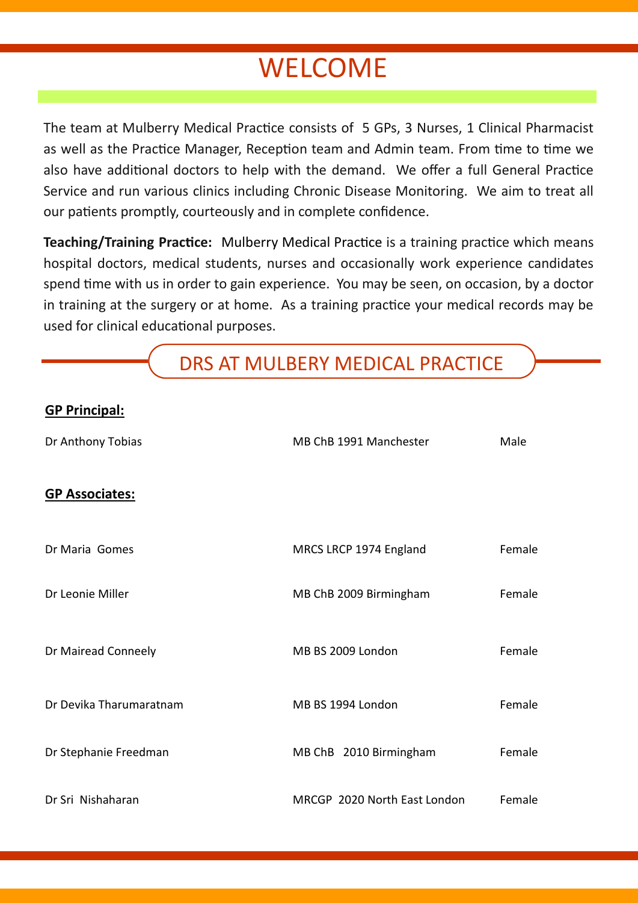# WELCOME

The team at Mulberry Medical Practice consists of 5 GPs, 3 Nurses, 1 Clinical Pharmacist as well as the Practice Manager, Reception team and Admin team. From time to time we also have additional doctors to help with the demand. We offer a full General Practice Service and run various clinics including Chronic Disease Monitoring. We aim to treat all our patients promptly, courteously and in complete confidence.

**Teaching/Training Practice:** Mulberry Medical Practice is a training practice which means hospital doctors, medical students, nurses and occasionally work experience candidates spend time with us in order to gain experience. You may be seen, on occasion, by a doctor in training at the surgery or at home. As a training practice your medical records may be used for clinical educational purposes.

## DRS AT MULBERY MEDICAL PRACTICE

**GP Principal:**

| | | |
|---|---|---|
| Dr Anthony Tobias | MB ChB 1991 Manchester | Male |

**GP Associates:**

| | | |
|---|---|---|
| Dr Maria Gomes | MRCS LRCP 1974 England | Female |
| Dr Leonie Miller | MB ChB 2009 Birmingham | Female |
| Dr Mairead Conneely | MB BS 2009 London | Female |
| Dr Devika Tharumaratnam | MB BS 1994 London | Female |
| Dr Stephanie Freedman | MB ChB 2010 Birmingham | Female |
| Dr Sri Nishaharan | MRCGP 2020 North East London | Female |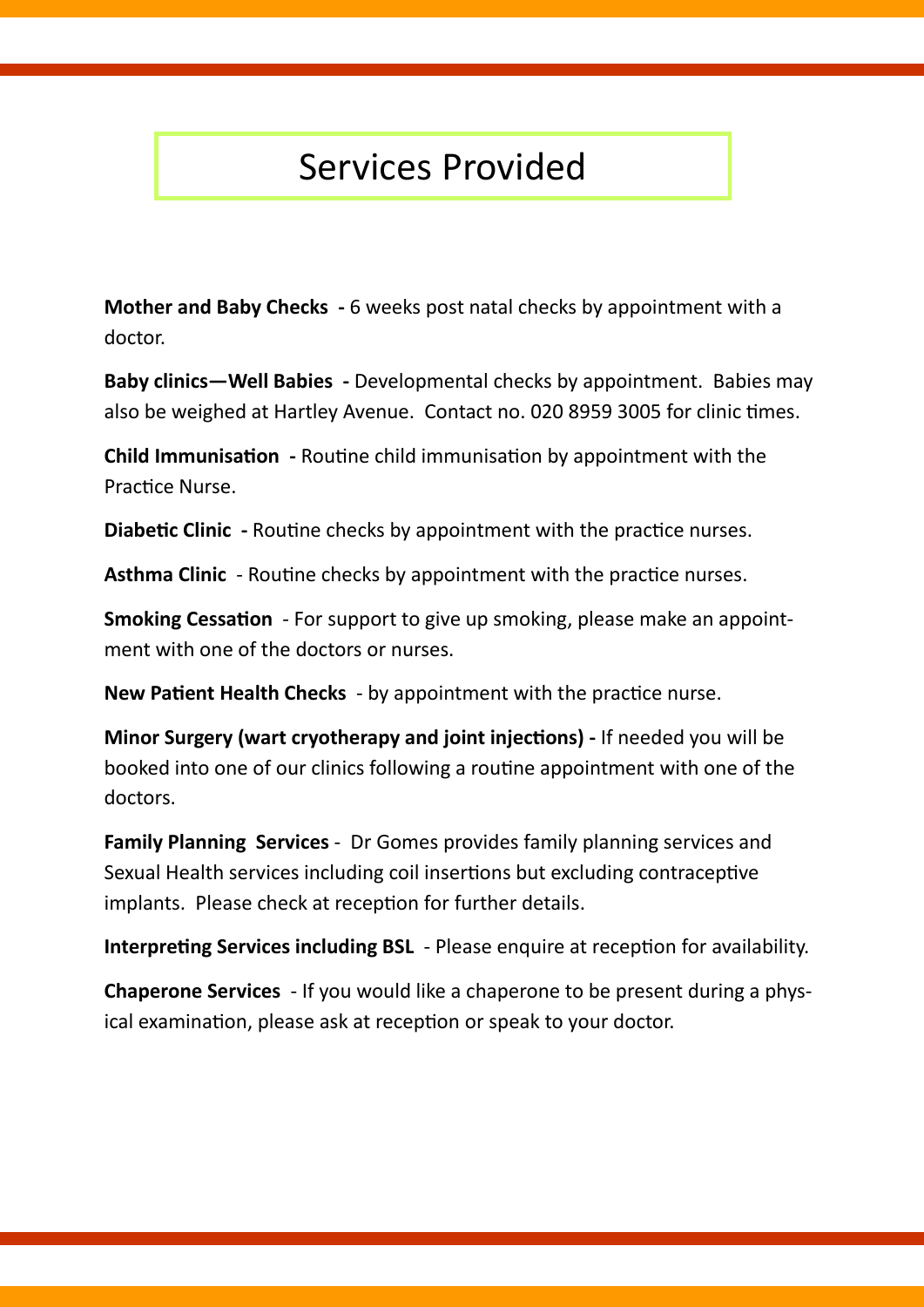# Services Provided

**Mother and Baby Checks -** 6 weeks post natal checks by appointment with a doctor.

**Baby clinics—Well Babies -** Developmental checks by appointment. Babies may also be weighed at Hartley Avenue. Contact no. 020 8959 3005 for clinic times.

**Child Immunisation -** Routine child immunisation by appointment with the Practice Nurse.

**Diabetic Clinic -** Routine checks by appointment with the practice nurses.

**Asthma Clinic** - Routine checks by appointment with the practice nurses.

**Smoking Cessation** - For support to give up smoking, please make an appointment with one of the doctors or nurses.

**New Patient Health Checks** - by appointment with the practice nurse.

**Minor Surgery (wart cryotherapy and joint injections) -** If needed you will be booked into one of our clinics following a routine appointment with one of the doctors.

**Family Planning Services** - Dr Gomes provides family planning services and Sexual Health services including coil insertions but excluding contraceptive implants. Please check at reception for further details.

**Interpreting Services including BSL** - Please enquire at reception for availability.

**Chaperone Services** - If you would like a chaperone to be present during a physical examination, please ask at reception or speak to your doctor.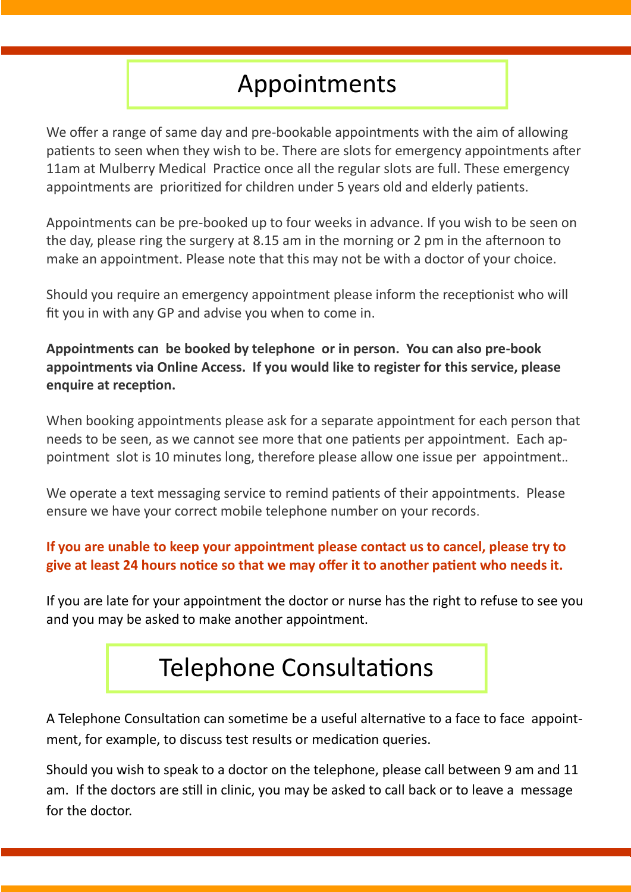# Appointments

We offer a range of same day and pre-bookable appointments with the aim of allowing patients to seen when they wish to be. There are slots for emergency appointments after 11am at Mulberry Medical Practice once all the regular slots are full. These emergency appointments are prioritized for children under 5 years old and elderly patients.

Appointments can be pre-booked up to four weeks in advance. If you wish to be seen on the day, please ring the surgery at 8.15 am in the morning or 2 pm in the afternoon to make an appointment. Please note that this may not be with a doctor of your choice.

Should you require an emergency appointment please inform the receptionist who will fit you in with any GP and advise you when to come in.

**Appointments can be booked by telephone or in person. You can also pre-book appointments via Online Access. If you would like to register for this service, please enquire at reception.**

When booking appointments please ask for a separate appointment for each person that needs to be seen, as we cannot see more that one patients per appointment. Each appointment slot is 10 minutes long, therefore please allow one issue per appointment..

We operate a text messaging service to remind patients of their appointments. Please ensure we have your correct mobile telephone number on your records.

**If you are unable to keep your appointment please contact us to cancel, please try to give at least 24 hours notice so that we may offer it to another patient who needs it.**

If you are late for your appointment the doctor or nurse has the right to refuse to see you and you may be asked to make another appointment.

# Telephone Consultations

A Telephone Consultation can sometime be a useful alternative to a face to face appointment, for example, to discuss test results or medication queries.

Should you wish to speak to a doctor on the telephone, please call between 9 am and 11 am. If the doctors are still in clinic, you may be asked to call back or to leave a message for the doctor.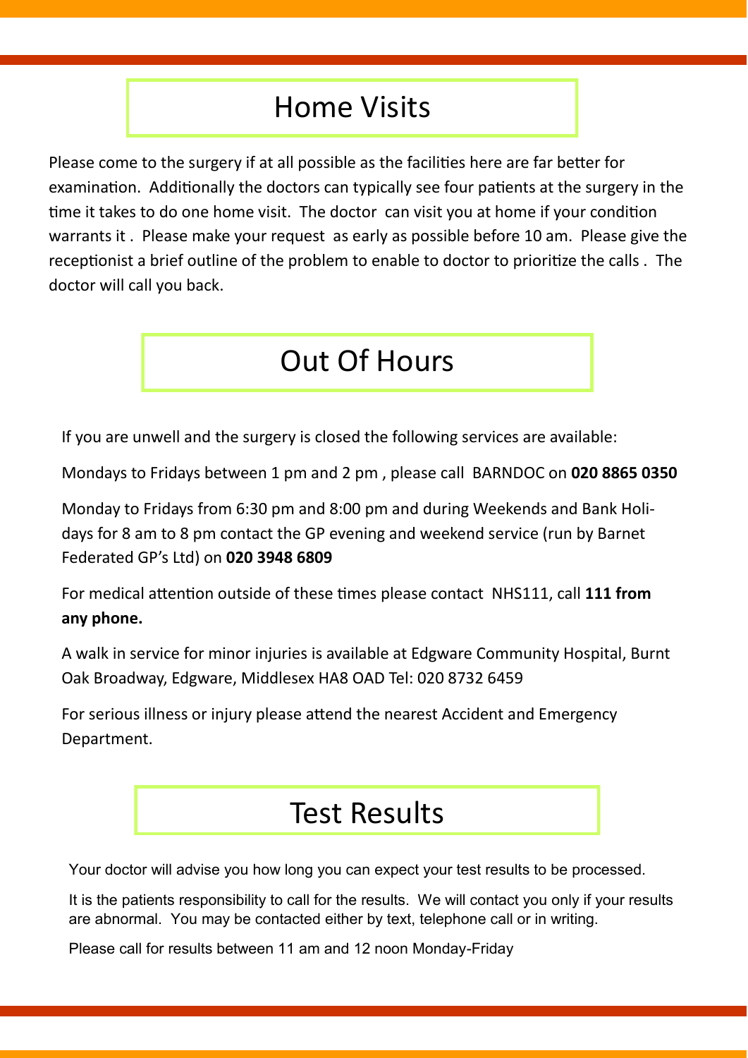## Home Visits

Please come to the surgery if at all possible as the facilities here are far better for examination. Additionally the doctors can typically see four patients at the surgery in the time it takes to do one home visit. The doctor can visit you at home if your condition warrants it . Please make your request as early as possible before 10 am. Please give the receptionist a brief outline of the problem to enable to doctor to prioritize the calls . The doctor will call you back.

## Out Of Hours

If you are unwell and the surgery is closed the following services are available:

Mondays to Fridays between 1 pm and 2 pm , please call BARNDOC on **020 8865 0350**

Monday to Fridays from 6:30 pm and 8:00 pm and during Weekends and Bank Holidays for 8 am to 8 pm contact the GP evening and weekend service (run by Barnet Federated GP's Ltd) on **020 3948 6809**

For medical attention outside of these times please contact NHS111, call **111 from any phone.**

A walk in service for minor injuries is available at Edgware Community Hospital, Burnt Oak Broadway, Edgware, Middlesex HA8 OAD Tel: 020 8732 6459

For serious illness or injury please attend the nearest Accident and Emergency Department.

## Test Results

Your doctor will advise you how long you can expect your test results to be processed.

It is the patients responsibility to call for the results. We will contact you only if your results are abnormal. You may be contacted either by text, telephone call or in writing.

Please call for results between 11 am and 12 noon Monday-Friday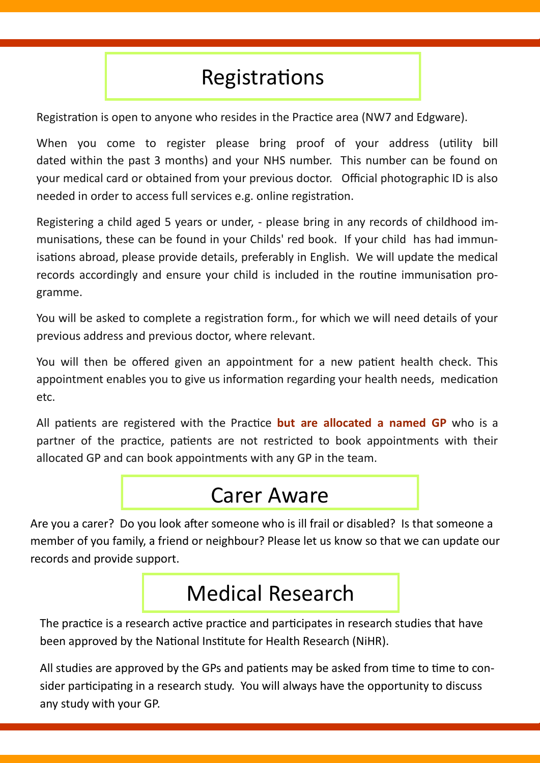## Registrations

Registration is open to anyone who resides in the Practice area (NW7 and Edgware).

When you come to register please bring proof of your address (utility bill dated within the past 3 months) and your NHS number. This number can be found on your medical card or obtained from your previous doctor. Official photographic ID is also needed in order to access full services e.g. online registration.

Registering a child aged 5 years or under, - please bring in any records of childhood immunisations, these can be found in your Childs' red book. If your child has had immunisations abroad, please provide details, preferably in English. We will update the medical records accordingly and ensure your child is included in the routine immunisation programme.

You will be asked to complete a registration form., for which we will need details of your previous address and previous doctor, where relevant.

You will then be offered given an appointment for a new patient health check. This appointment enables you to give us information regarding your health needs, medication etc.

All patients are registered with the Practice **but are allocated a named GP** who is a partner of the practice, patients are not restricted to book appointments with their allocated GP and can book appointments with any GP in the team.

## Carer Aware

Are you a carer? Do you look after someone who is ill frail or disabled? Is that someone a member of you family, a friend or neighbour? Please let us know so that we can update our records and provide support.

## Medical Research

The practice is a research active practice and participates in research studies that have been approved by the National Institute for Health Research (NiHR).

All studies are approved by the GPs and patients may be asked from time to time to consider participating in a research study. You will always have the opportunity to discuss any study with your GP.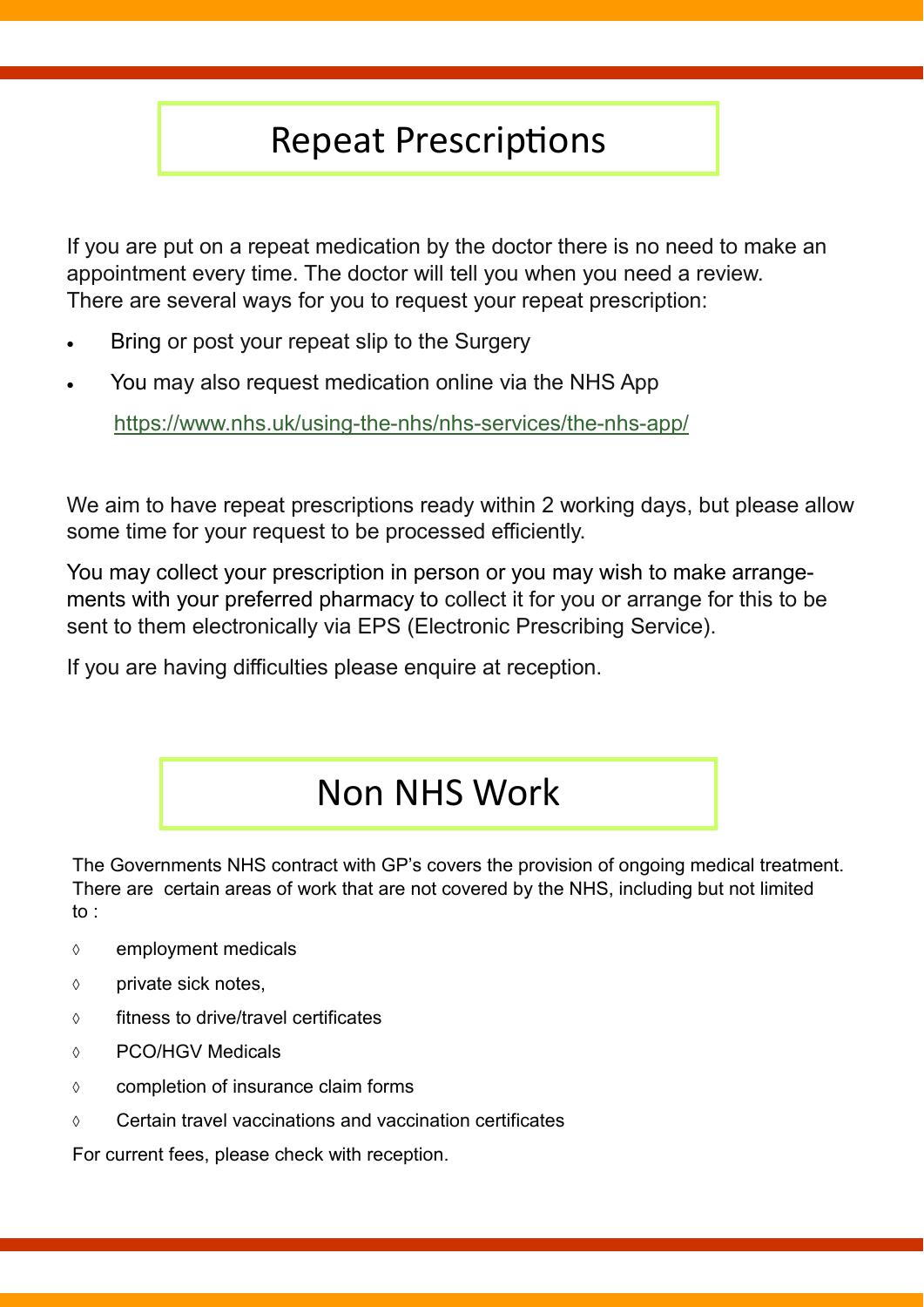# Repeat Prescriptions

If you are put on a repeat medication by the doctor there is no need to make an appointment every time. The doctor will tell you when you need a review. There are several ways for you to request your repeat prescription:

- Bring or post your repeat slip to the Surgery
- You may also request medication online via the NHS App

  https://www.nhs.uk/using-the-nhs/nhs-services/the-nhs-app/

We aim to have repeat prescriptions ready within 2 working days, but please allow some time for your request to be processed efficiently.

You may collect your prescription in person or you may wish to make arrangements with your preferred pharmacy to collect it for you or arrange for this to be sent to them electronically via EPS (Electronic Prescribing Service).

If you are having difficulties please enquire at reception.

# Non NHS Work

The Governments NHS contract with GP's covers the provision of ongoing medical treatment. There are certain areas of work that are not covered by the NHS, including but not limited to :

- employment medicals
- private sick notes,
- fitness to drive/travel certificates
- PCO/HGV Medicals
- completion of insurance claim forms
- Certain travel vaccinations and vaccination certificates

For current fees, please check with reception.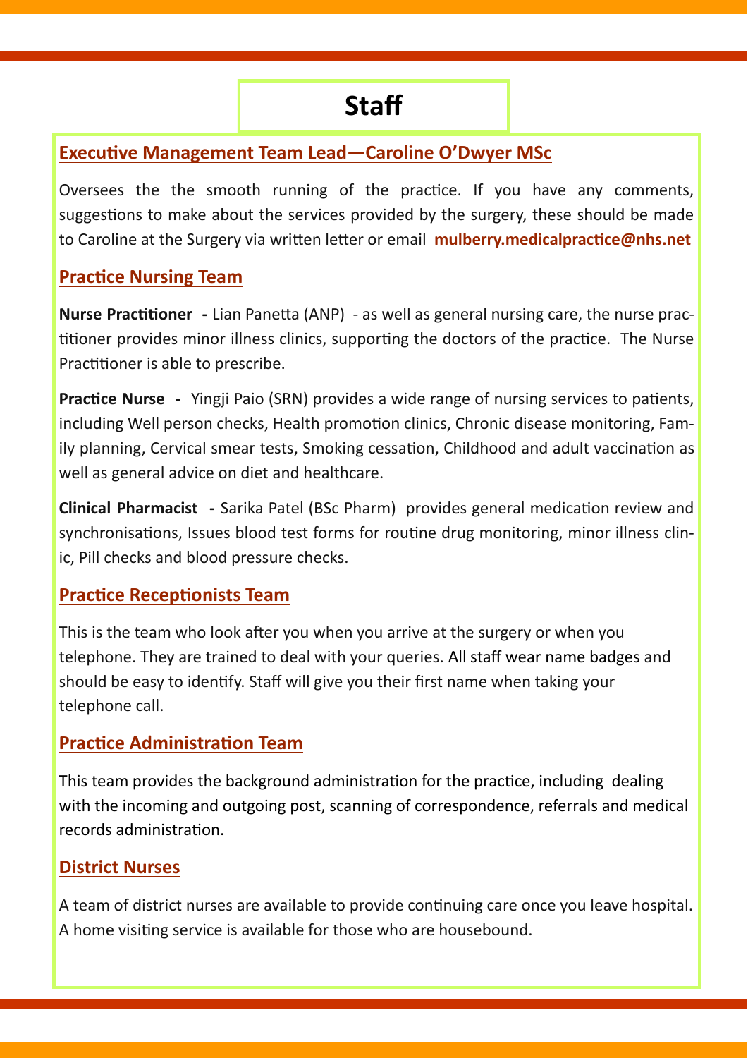# Staff

## Executive Management Team Lead—Caroline O'Dwyer MSc

Oversees the the smooth running of the practice. If you have any comments, suggestions to make about the services provided by the surgery, these should be made to Caroline at the Surgery via written letter or email **mulberry.medicalpractice@nhs.net**

## Practice Nursing Team

**Nurse Practitioner -** Lian Panetta (ANP) - as well as general nursing care, the nurse practitioner provides minor illness clinics, supporting the doctors of the practice. The Nurse Practitioner is able to prescribe.

**Practice Nurse -** Yingji Paio (SRN) provides a wide range of nursing services to patients, including Well person checks, Health promotion clinics, Chronic disease monitoring, Family planning, Cervical smear tests, Smoking cessation, Childhood and adult vaccination as well as general advice on diet and healthcare.

**Clinical Pharmacist -** Sarika Patel (BSc Pharm) provides general medication review and synchronisations, Issues blood test forms for routine drug monitoring, minor illness clinic, Pill checks and blood pressure checks.

## Practice Receptionists Team

This is the team who look after you when you arrive at the surgery or when you telephone. They are trained to deal with your queries. All staff wear name badges and should be easy to identify. Staff will give you their first name when taking your telephone call.

## Practice Administration Team

This team provides the background administration for the practice, including dealing with the incoming and outgoing post, scanning of correspondence, referrals and medical records administration.

## District Nurses

A team of district nurses are available to provide continuing care once you leave hospital. A home visiting service is available for those who are housebound.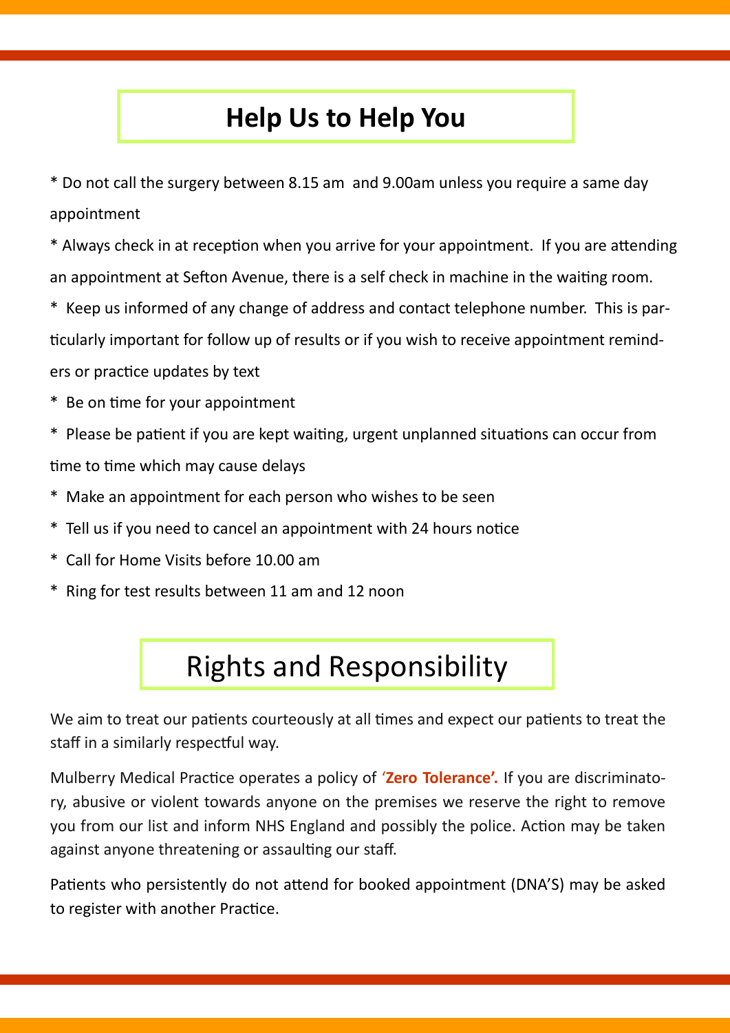## Help Us to Help You

* Do not call the surgery between 8.15 am and 9.00am unless you require a same day appointment

* Always check in at reception when you arrive for your appointment. If you are attending an appointment at Sefton Avenue, there is a self check in machine in the waiting room.

* Keep us informed of any change of address and contact telephone number. This is particularly important for follow up of results or if you wish to receive appointment reminders or practice updates by text

* Be on time for your appointment

* Please be patient if you are kept waiting, urgent unplanned situations can occur from time to time which may cause delays

* Make an appointment for each person who wishes to be seen

* Tell us if you need to cancel an appointment with 24 hours notice

* Call for Home Visits before 10.00 am

* Ring for test results between 11 am and 12 noon

## Rights and Responsibility

We aim to treat our patients courteously at all times and expect our patients to treat the staff in a similarly respectful way.

Mulberry Medical Practice operates a policy of '**Zero Tolerance'.** If you are discriminatory, abusive or violent towards anyone on the premises we reserve the right to remove you from our list and inform NHS England and possibly the police. Action may be taken against anyone threatening or assaulting our staff.

Patients who persistently do not attend for booked appointment (DNA'S) may be asked to register with another Practice.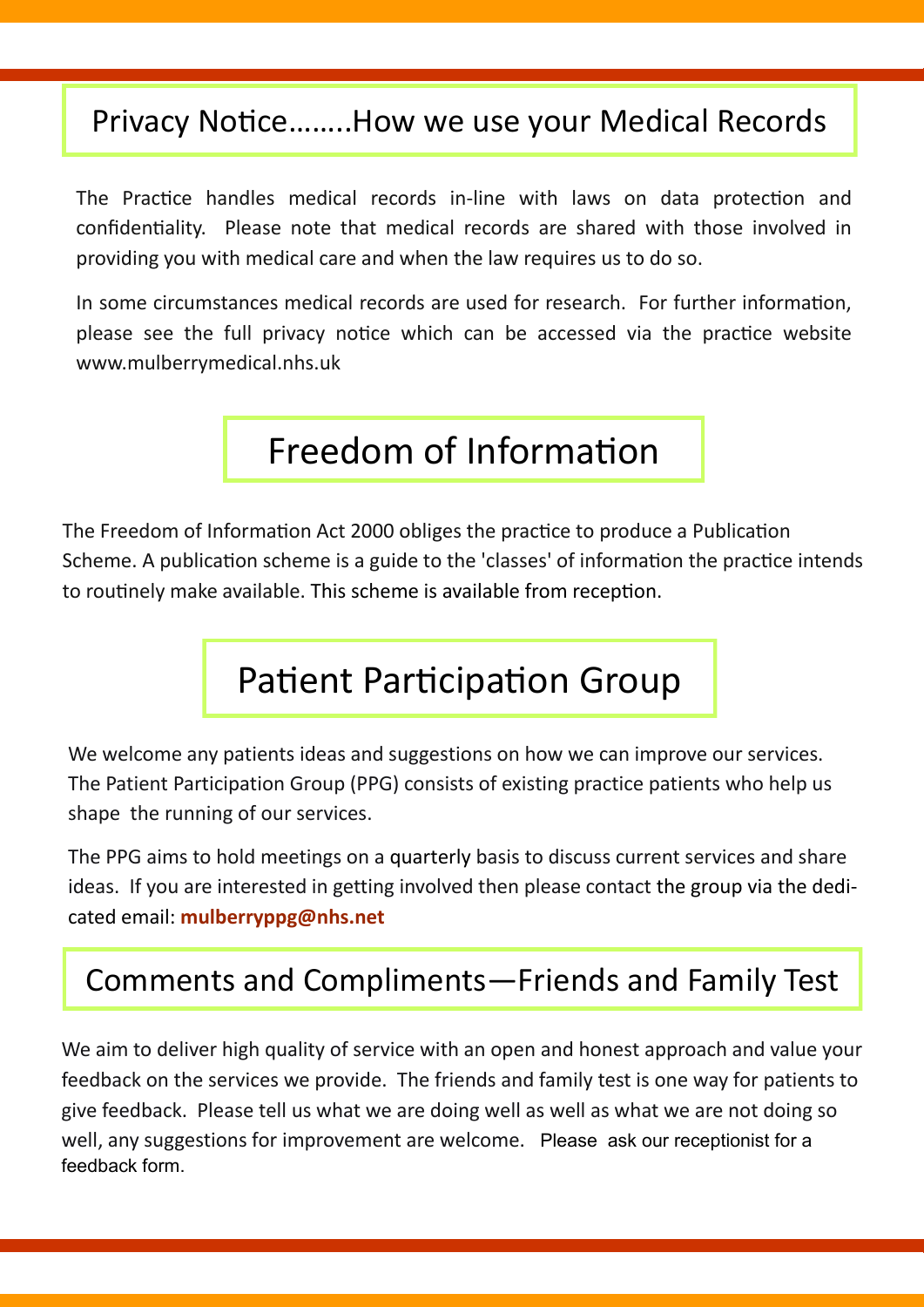## Privacy Notice……..How we use your Medical Records

The Practice handles medical records in-line with laws on data protection and confidentiality. Please note that medical records are shared with those involved in providing you with medical care and when the law requires us to do so.

In some circumstances medical records are used for research. For further information, please see the full privacy notice which can be accessed via the practice website www.mulberrymedical.nhs.uk

## Freedom of Information

The Freedom of Information Act 2000 obliges the practice to produce a Publication Scheme. A publication scheme is a guide to the 'classes' of information the practice intends to routinely make available. This scheme is available from reception.

## Patient Participation Group

We welcome any patients ideas and suggestions on how we can improve our services. The Patient Participation Group (PPG) consists of existing practice patients who help us shape the running of our services.

The PPG aims to hold meetings on a quarterly basis to discuss current services and share ideas. If you are interested in getting involved then please contact the group via the dedicated email: **mulberryppg@nhs.net**

## Comments and Compliments—Friends and Family Test

We aim to deliver high quality of service with an open and honest approach and value your feedback on the services we provide. The friends and family test is one way for patients to give feedback. Please tell us what we are doing well as well as what we are not doing so well, any suggestions for improvement are welcome. Please ask our receptionist for a feedback form.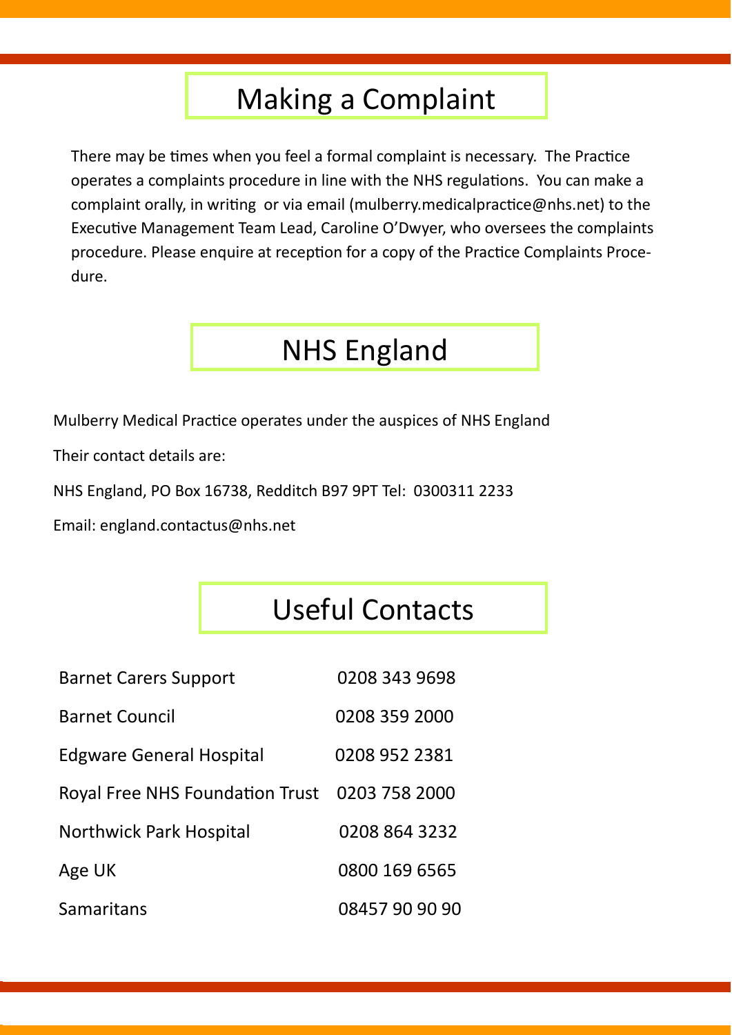## Making a Complaint

There may be times when you feel a formal complaint is necessary. The Practice operates a complaints procedure in line with the NHS regulations. You can make a complaint orally, in writing or via email (mulberry.medicalpractice@nhs.net) to the Executive Management Team Lead, Caroline O'Dwyer, who oversees the complaints procedure. Please enquire at reception for a copy of the Practice Complaints Procedure.

## NHS England

Mulberry Medical Practice operates under the auspices of NHS England

Their contact details are:

NHS England, PO Box 16738, Redditch B97 9PT Tel: 0300311 2233

Email: england.contactus@nhs.net

## Useful Contacts

| | |
|---|---|
| Barnet Carers Support | 0208 343 9698 |
| Barnet Council | 0208 359 2000 |
| Edgware General Hospital | 0208 952 2381 |
| Royal Free NHS Foundation Trust | 0203 758 2000 |
| Northwick Park Hospital | 0208 864 3232 |
| Age UK | 0800 169 6565 |
| Samaritans | 08457 90 90 90 |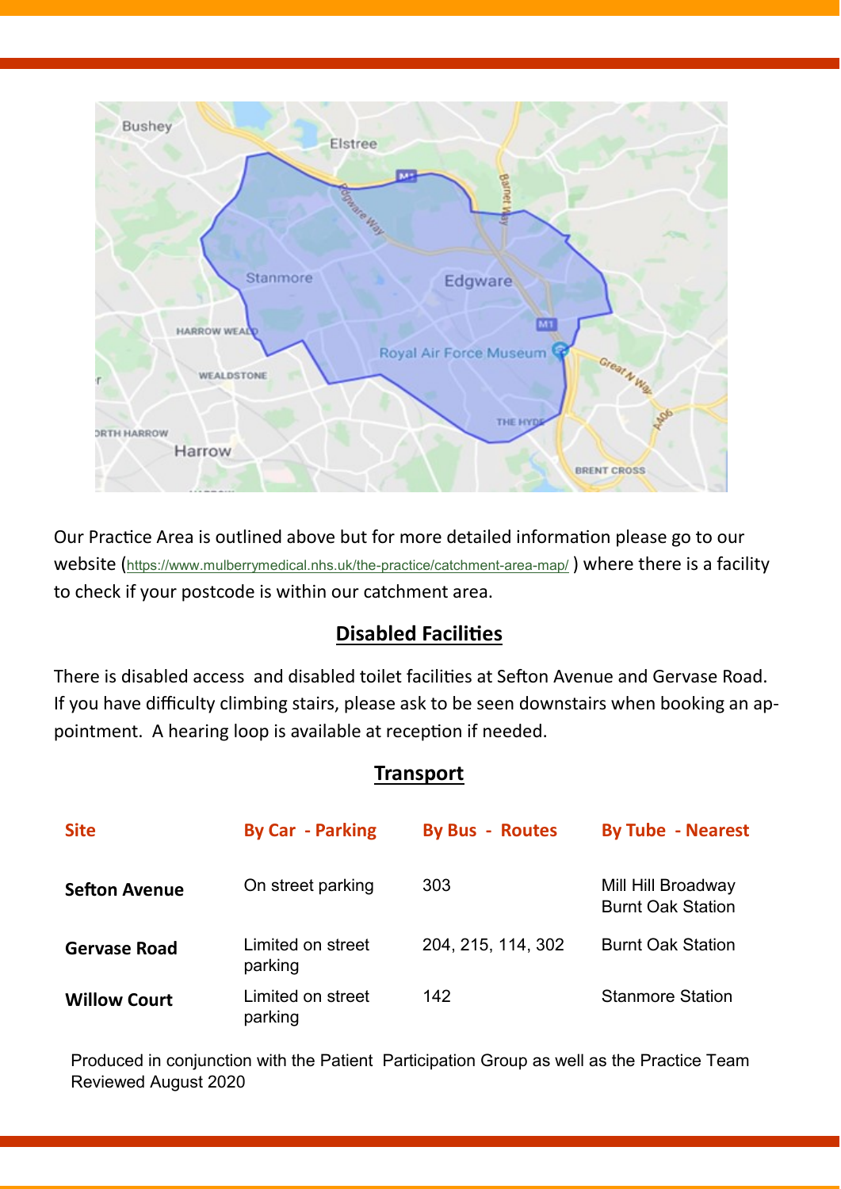Our Practice Area is outlined above but for more detailed information please go to our website (https://www.mulberrymedical.nhs.uk/the-practice/catchment-area-map/ ) where there is a facility to check if your postcode is within our catchment area.

## Disabled Facilities

There is disabled access and disabled toilet facilities at Sefton Avenue and Gervase Road. If you have difficulty climbing stairs, please ask to be seen downstairs when booking an appointment. A hearing loop is available at reception if needed.

## Transport

| Site | By Car - Parking | By Bus - Routes | By Tube - Nearest |
|---|---|---|---|
| **Sefton Avenue** | On street parking | 303 | Mill Hill Broadway<br>Burnt Oak Station |
| **Gervase Road** | Limited on street parking | 204, 215, 114, 302 | Burnt Oak Station |
| **Willow Court** | Limited on street parking | 142 | Stanmore Station |

Produced in conjunction with the Patient Participation Group as well as the Practice Team
Reviewed August 2020